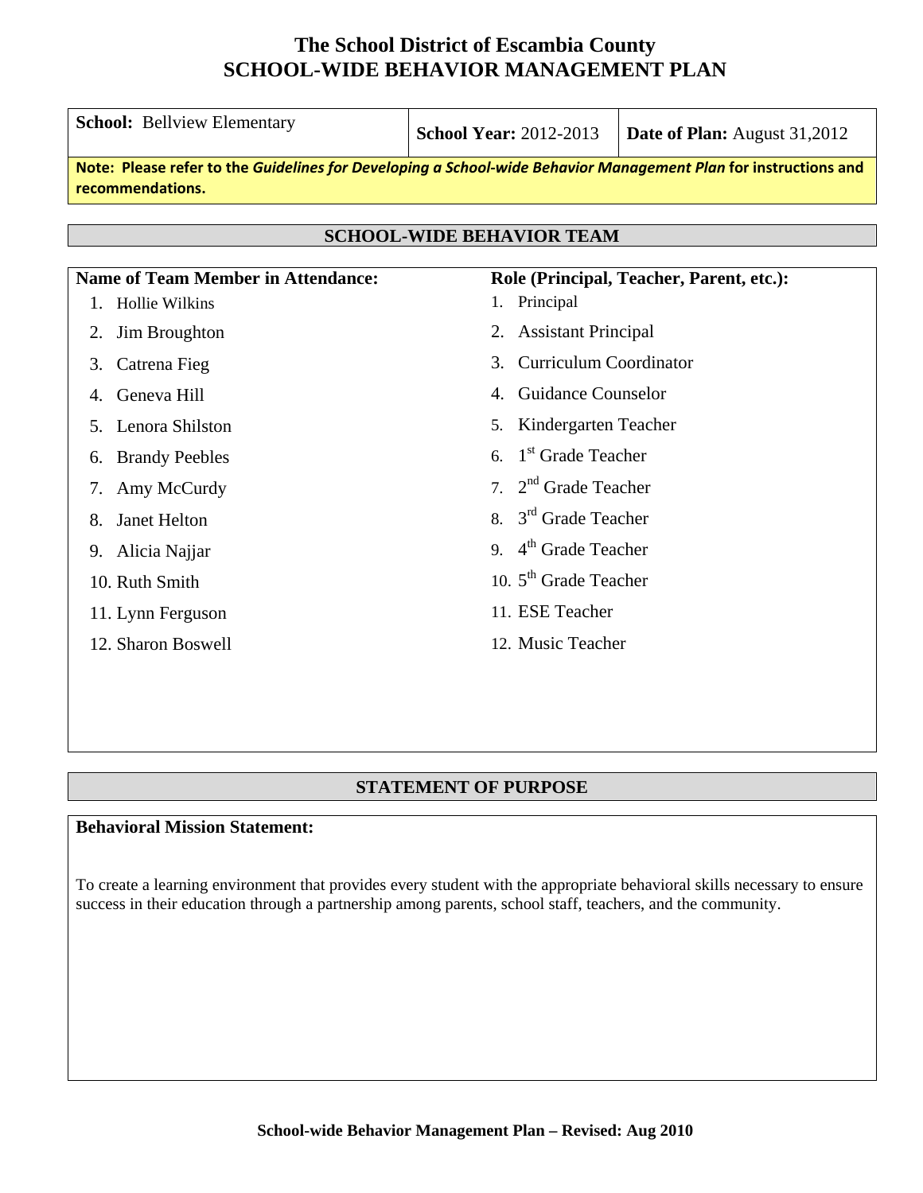# The School District of Escambia County
# SCHOOL-WIDE BEHAVIOR MANAGEMENT PLAN

| | | |
|---|---|---|
| **School:** Bellview Elementary | **School Year:** 2012-2013 | **Date of Plan:** August 31,2012 |

**Note: Please refer to the *Guidelines for Developing a School-wide Behavior Management Plan* for instructions and recommendations.**

## SCHOOL-WIDE BEHAVIOR TEAM

| Name of Team Member in Attendance: | Role (Principal, Teacher, Parent, etc.): |
|---|---|
| 1. Hollie Wilkins | 1. Principal |
| 2. Jim Broughton | 2. Assistant Principal |
| 3. Catrena Fieg | 3. Curriculum Coordinator |
| 4. Geneva Hill | 4. Guidance Counselor |
| 5. Lenora Shilston | 5. Kindergarten Teacher |
| 6. Brandy Peebles | 6. 1st Grade Teacher |
| 7. Amy McCurdy | 7. 2nd Grade Teacher |
| 8. Janet Helton | 8. 3rd Grade Teacher |
| 9. Alicia Najjar | 9. 4th Grade Teacher |
| 10. Ruth Smith | 10. 5th Grade Teacher |
| 11. Lynn Ferguson | 11. ESE Teacher |
| 12. Sharon Boswell | 12. Music Teacher |

## STATEMENT OF PURPOSE

**Behavioral Mission Statement:**

To create a learning environment that provides every student with the appropriate behavioral skills necessary to ensure success in their education through a partnership among parents, school staff, teachers, and the community.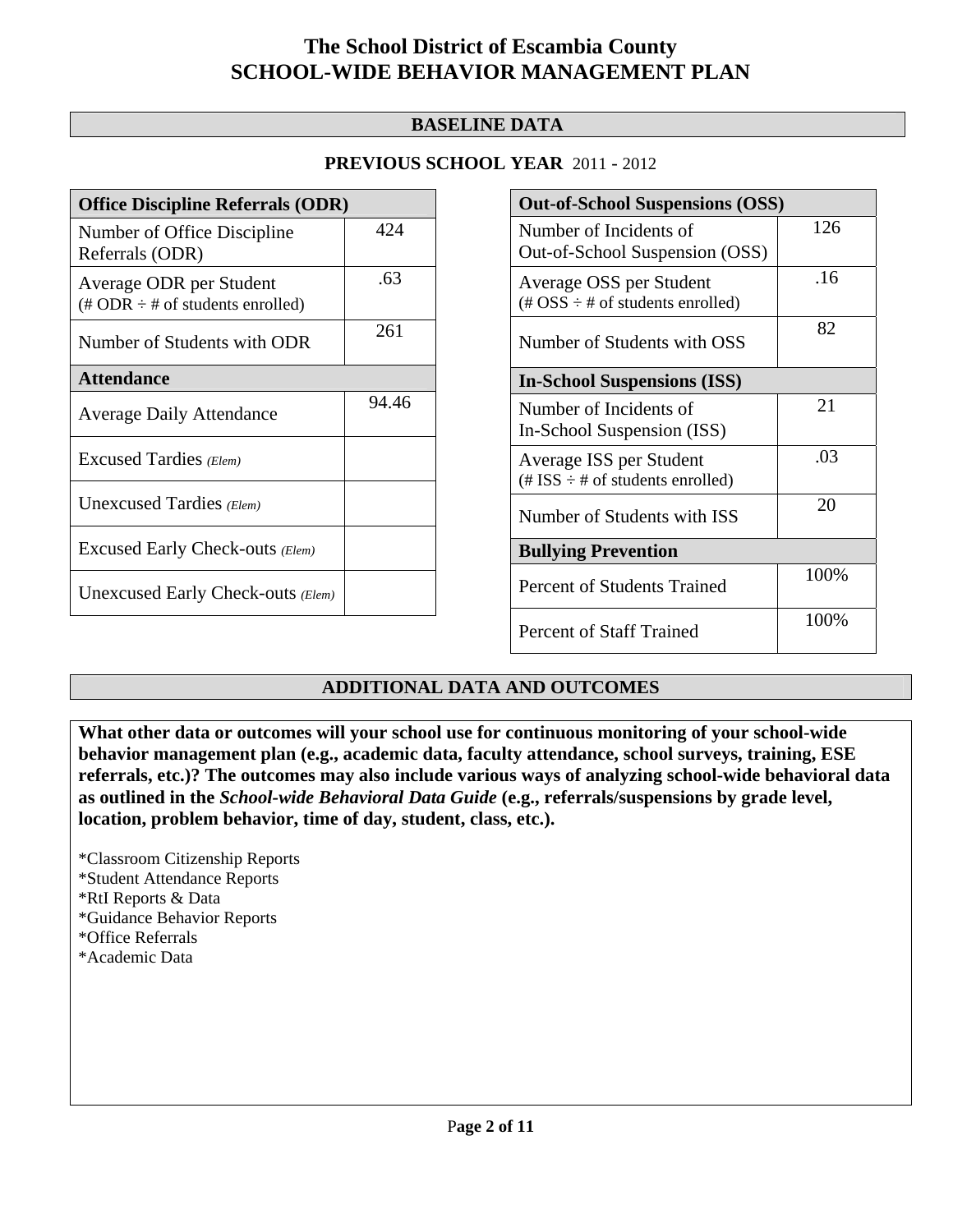# The School District of Escambia County
# SCHOOL-WIDE BEHAVIOR MANAGEMENT PLAN

## BASELINE DATA

### PREVIOUS SCHOOL YEAR 2011 - 2012

| **Office Discipline Referrals (ODR)** | |
|---|---|
| Number of Office Discipline Referrals (ODR) | 424 |
| Average ODR per Student (# ODR ÷ # of students enrolled) | .63 |
| Number of Students with ODR | 261 |
| **Attendance** | |
| Average Daily Attendance | 94.46 |
| Excused Tardies *(Elem)* | |
| Unexcused Tardies *(Elem)* | |
| Excused Early Check-outs *(Elem)* | |
| Unexcused Early Check-outs *(Elem)* | |

| **Out-of-School Suspensions (OSS)** | |
|---|---|
| Number of Incidents of Out-of-School Suspension (OSS) | 126 |
| Average OSS per Student (# OSS ÷ # of students enrolled) | .16 |
| Number of Students with OSS | 82 |
| **In-School Suspensions (ISS)** | |
| Number of Incidents of In-School Suspension (ISS) | 21 |
| Average ISS per Student (# ISS ÷ # of students enrolled) | .03 |
| Number of Students with ISS | 20 |
| **Bullying Prevention** | |
| Percent of Students Trained | 100% |
| Percent of Staff Trained | 100% |

## ADDITIONAL DATA AND OUTCOMES

**What other data or outcomes will your school use for continuous monitoring of your school-wide behavior management plan (e.g., academic data, faculty attendance, school surveys, training, ESE referrals, etc.)? The outcomes may also include various ways of analyzing school-wide behavioral data as outlined in the *School-wide Behavioral Data Guide* (e.g., referrals/suspensions by grade level, location, problem behavior, time of day, student, class, etc.).**

*Classroom Citizenship Reports
*Student Attendance Reports
*RtI Reports & Data
*Guidance Behavior Reports
*Office Referrals
*Academic Data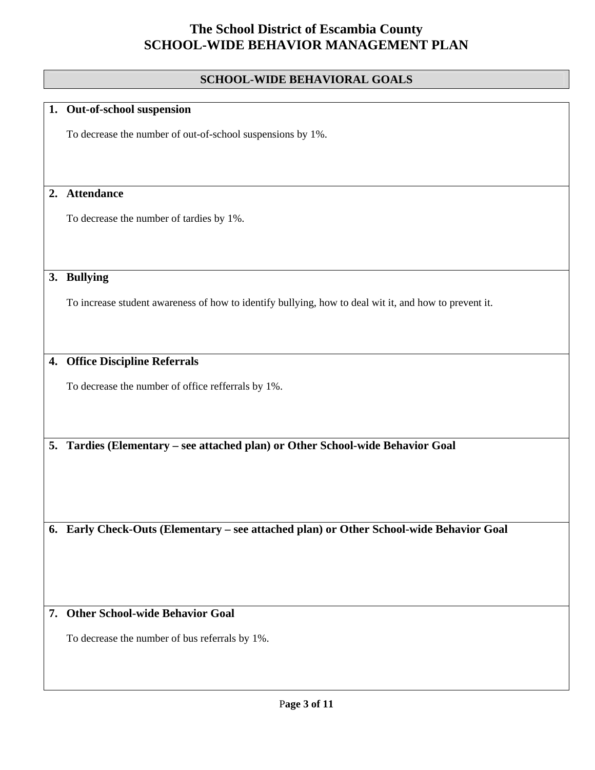# The School District of Escambia County
# SCHOOL-WIDE BEHAVIOR MANAGEMENT PLAN

## SCHOOL-WIDE BEHAVIORAL GOALS

**1. Out-of-school suspension**

To decrease the number of out-of-school suspensions by 1%.

**2. Attendance**

To decrease the number of tardies by 1%.

**3. Bullying**

To increase student awareness of how to identify bullying, how to deal wit it, and how to prevent it.

**4. Office Discipline Referrals**

To decrease the number of office refferrals by 1%.

**5. Tardies (Elementary – see attached plan) or Other School-wide Behavior Goal**

**6. Early Check-Outs (Elementary – see attached plan) or Other School-wide Behavior Goal**

**7. Other School-wide Behavior Goal**

To decrease the number of bus referrals by 1%.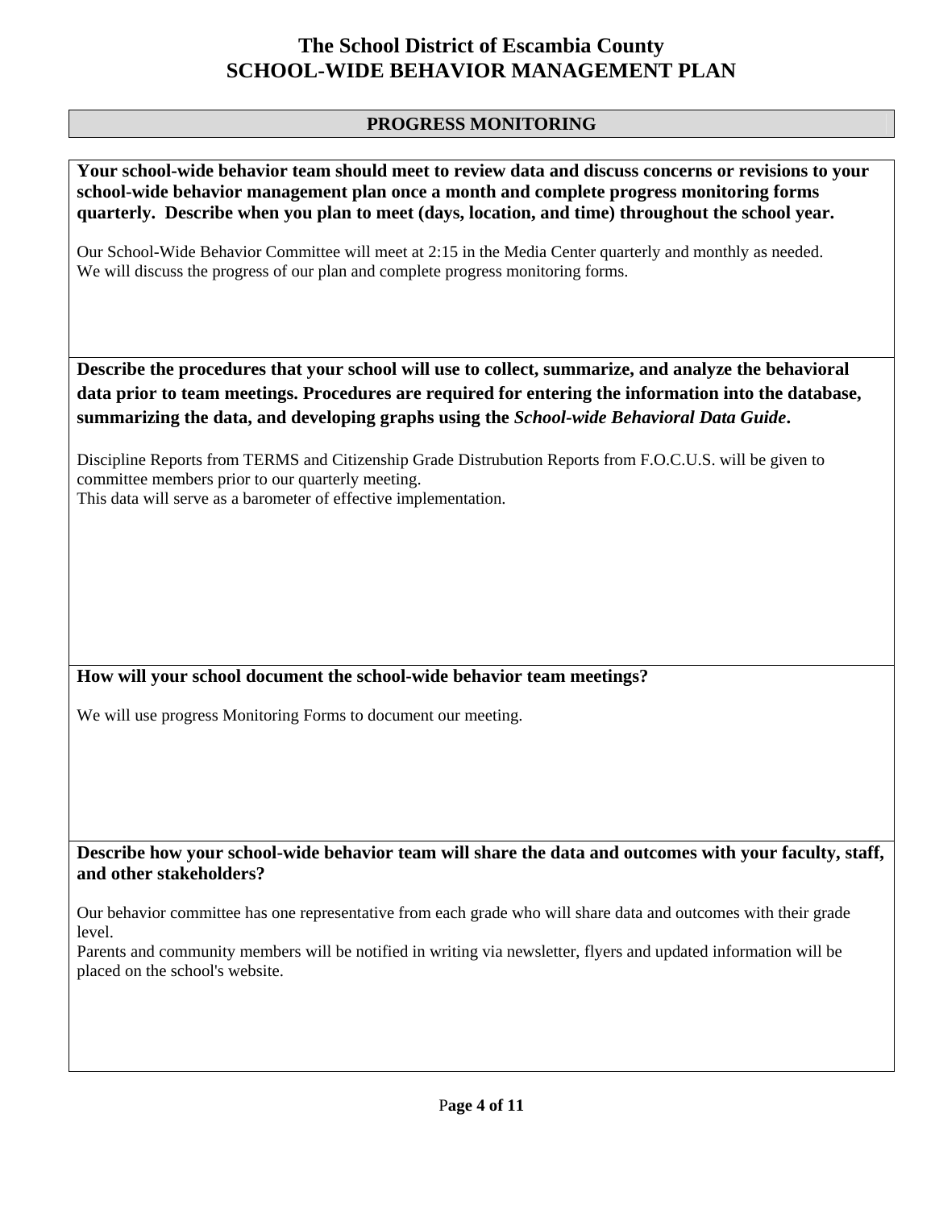# The School District of Escambia County
# SCHOOL-WIDE BEHAVIOR MANAGEMENT PLAN

## PROGRESS MONITORING

**Your school-wide behavior team should meet to review data and discuss concerns or revisions to your school-wide behavior management plan once a month and complete progress monitoring forms quarterly. Describe when you plan to meet (days, location, and time) throughout the school year.**

Our School-Wide Behavior Committee will meet at 2:15 in the Media Center quarterly and monthly as needed.
We will discuss the progress of our plan and complete progress monitoring forms.

**Describe the procedures that your school will use to collect, summarize, and analyze the behavioral data prior to team meetings. Procedures are required for entering the information into the database, summarizing the data, and developing graphs using the *School-wide Behavioral Data Guide*.**

Discipline Reports from TERMS and Citizenship Grade Distrubution Reports from F.O.C.U.S. will be given to committee members prior to our quarterly meeting.
This data will serve as a barometer of effective implementation.

**How will your school document the school-wide behavior team meetings?**

We will use progress Monitoring Forms to document our meeting.

**Describe how your school-wide behavior team will share the data and outcomes with your faculty, staff, and other stakeholders?**

Our behavior committee has one representative from each grade who will share data and outcomes with their grade level.
Parents and community members will be notified in writing via newsletter, flyers and updated information will be placed on the school's website.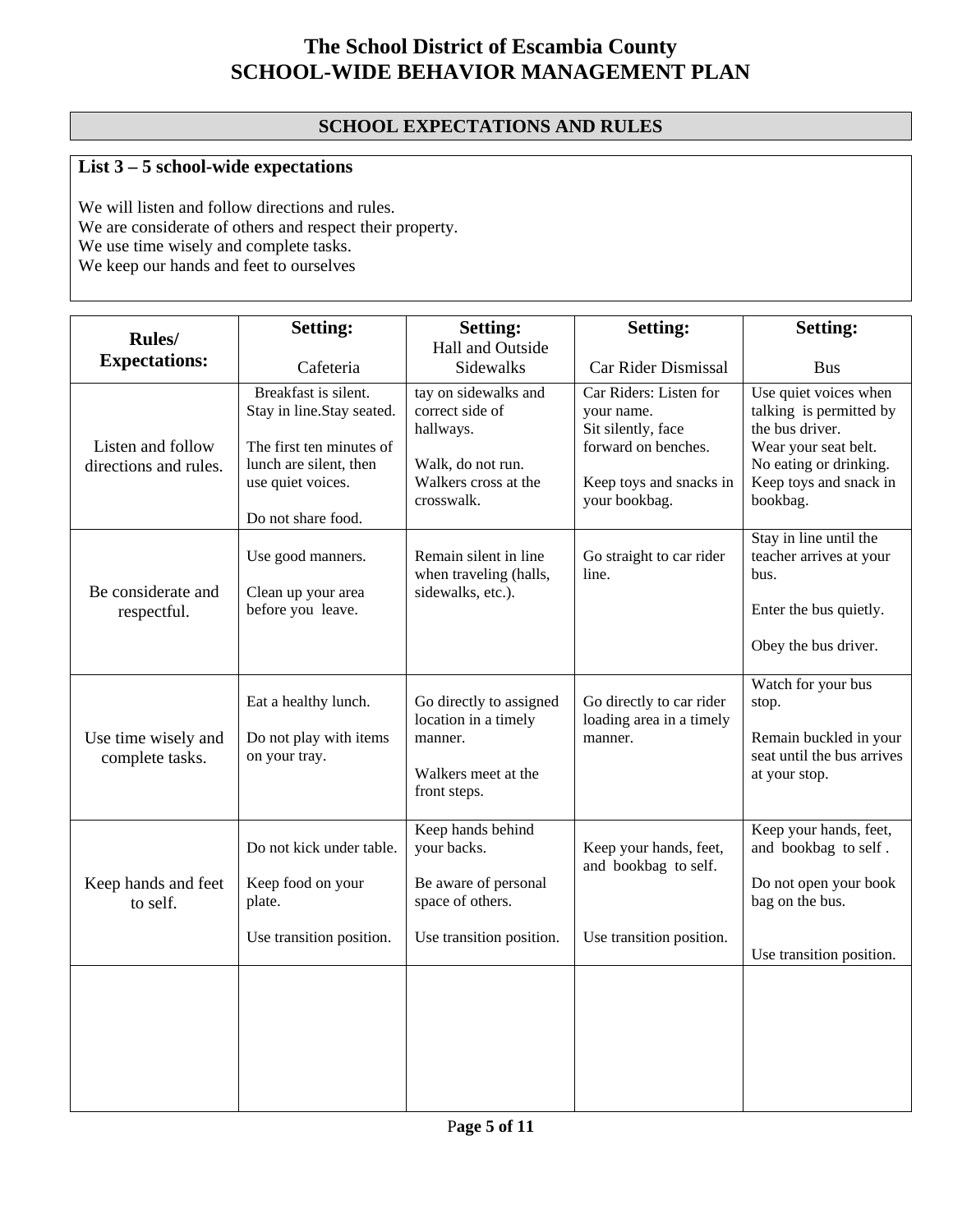# The School District of Escambia County
# SCHOOL-WIDE BEHAVIOR MANAGEMENT PLAN

## SCHOOL EXPECTATIONS AND RULES

**List 3 – 5 school-wide expectations**

We will listen and follow directions and rules.
We are considerate of others and respect their property.
We use time wisely and complete tasks.
We keep our hands and feet to ourselves

| **Rules/ Expectations:** | **Setting:** Cafeteria | **Setting:** Hall and Outside Sidewalks | **Setting:** Car Rider Dismissal | **Setting:** Bus |
|---|---|---|---|---|
| Listen and follow directions and rules. | Breakfast is silent. Stay in line.Stay seated.<br><br>The first ten minutes of lunch are silent, then use quiet voices.<br><br>Do not share food. | tay on sidewalks and correct side of hallways.<br><br>Walk, do not run. Walkers cross at the crosswalk. | Car Riders: Listen for your name.<br>Sit silently, face forward on benches.<br><br>Keep toys and snacks in your bookbag. | Use quiet voices when talking is permitted by the bus driver.<br>Wear your seat belt.<br>No eating or drinking.<br>Keep toys and snack in bookbag. |
| Be considerate and respectful. | Use good manners.<br><br>Clean up your area before you leave. | Remain silent in line when traveling (halls, sidewalks, etc.). | Go straight to car rider line. | Stay in line until the teacher arrives at your bus.<br><br>Enter the bus quietly.<br><br>Obey the bus driver. |
| Use time wisely and complete tasks. | Eat a healthy lunch.<br><br>Do not play with items on your tray. | Go directly to assigned location in a timely manner.<br><br>Walkers meet at the front steps. | Go directly to car rider loading area in a timely manner. | Watch for your bus stop.<br><br>Remain buckled in your seat until the bus arrives at your stop. |
| Keep hands and feet to self. | Do not kick under table.<br><br>Keep food on your plate.<br><br>Use transition position. | Keep hands behind your backs.<br><br>Be aware of personal space of others.<br><br>Use transition position. | Keep your hands, feet, and bookbag to self.<br><br>Use transition position. | Keep your hands, feet, and bookbag to self .<br><br>Do not open your book bag on the bus.<br><br>Use transition position. |
| | | | | |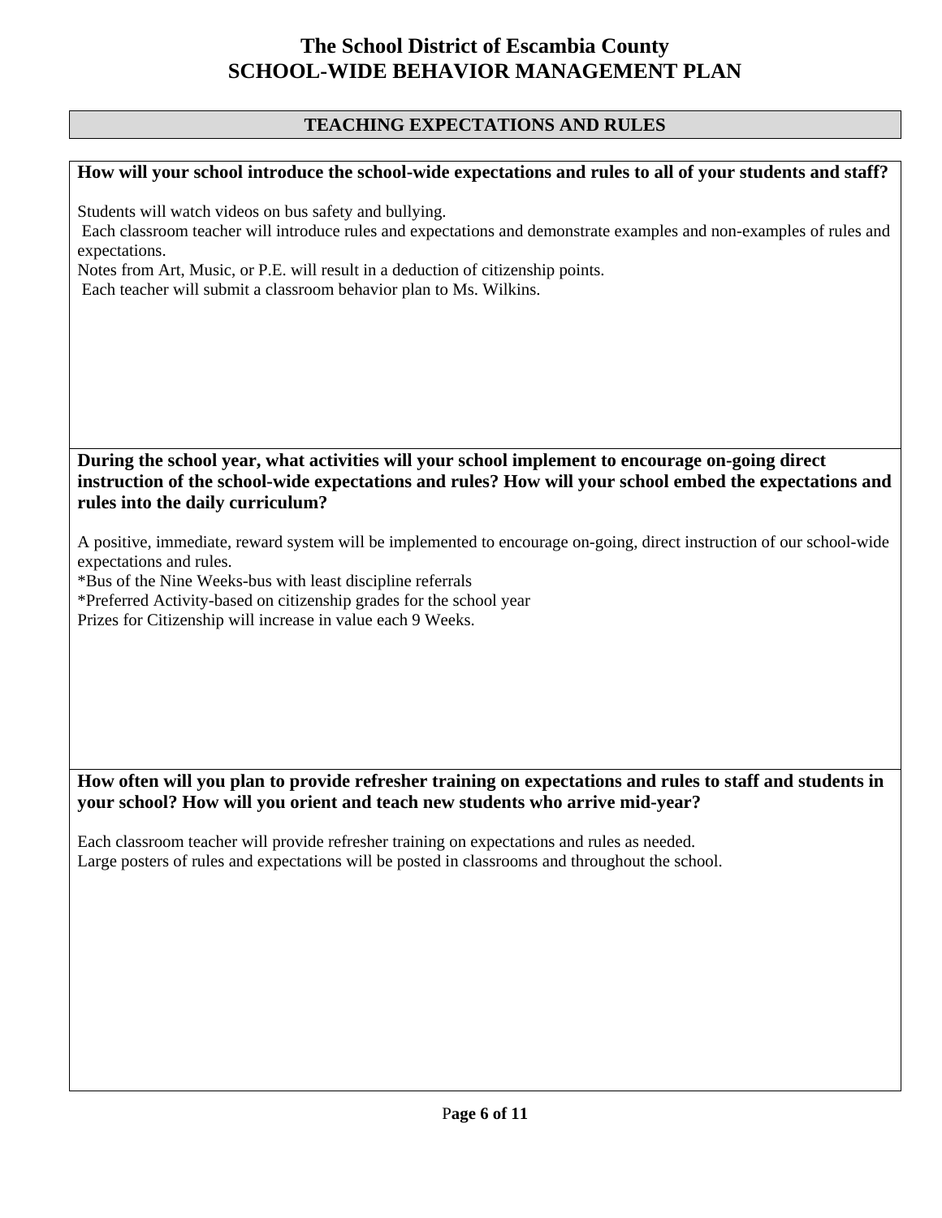# The School District of Escambia County
# SCHOOL-WIDE BEHAVIOR MANAGEMENT PLAN

## TEACHING EXPECTATIONS AND RULES

**How will your school introduce the school-wide expectations and rules to all of your students and staff?**

Students will watch videos on bus safety and bullying.
Each classroom teacher will introduce rules and expectations and demonstrate examples and non-examples of rules and expectations.
Notes from Art, Music, or P.E. will result in a deduction of citizenship points.
Each teacher will submit a classroom behavior plan to Ms. Wilkins.

**During the school year, what activities will your school implement to encourage on-going direct instruction of the school-wide expectations and rules? How will your school embed the expectations and rules into the daily curriculum?**

A positive, immediate, reward system will be implemented to encourage on-going, direct instruction of our school-wide expectations and rules.
*Bus of the Nine Weeks-bus with least discipline referrals
*Preferred Activity-based on citizenship grades for the school year
Prizes for Citizenship will increase in value each 9 Weeks.

**How often will you plan to provide refresher training on expectations and rules to staff and students in your school? How will you orient and teach new students who arrive mid-year?**

Each classroom teacher will provide refresher training on expectations and rules as needed.
Large posters of rules and expectations will be posted in classrooms and throughout the school.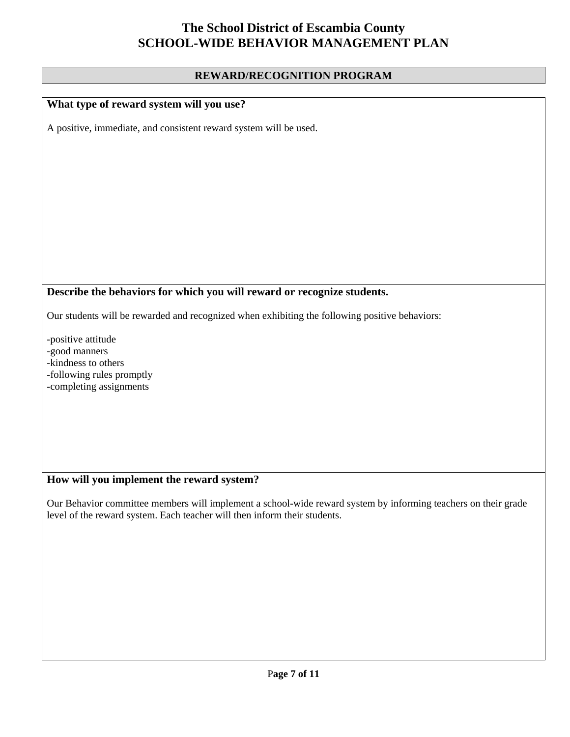# The School District of Escambia County
# SCHOOL-WIDE BEHAVIOR MANAGEMENT PLAN

## REWARD/RECOGNITION PROGRAM

**What type of reward system will you use?**

A positive, immediate, and consistent reward system will be used.

**Describe the behaviors for which you will reward or recognize students.**

Our students will be rewarded and recognized when exhibiting the following positive behaviors:

-positive attitude
-good manners
-kindness to others
-following rules promptly
-completing assignments

**How will you implement the reward system?**

Our Behavior committee members will implement a school-wide reward system by informing teachers on their grade level of the reward system. Each teacher will then inform their students.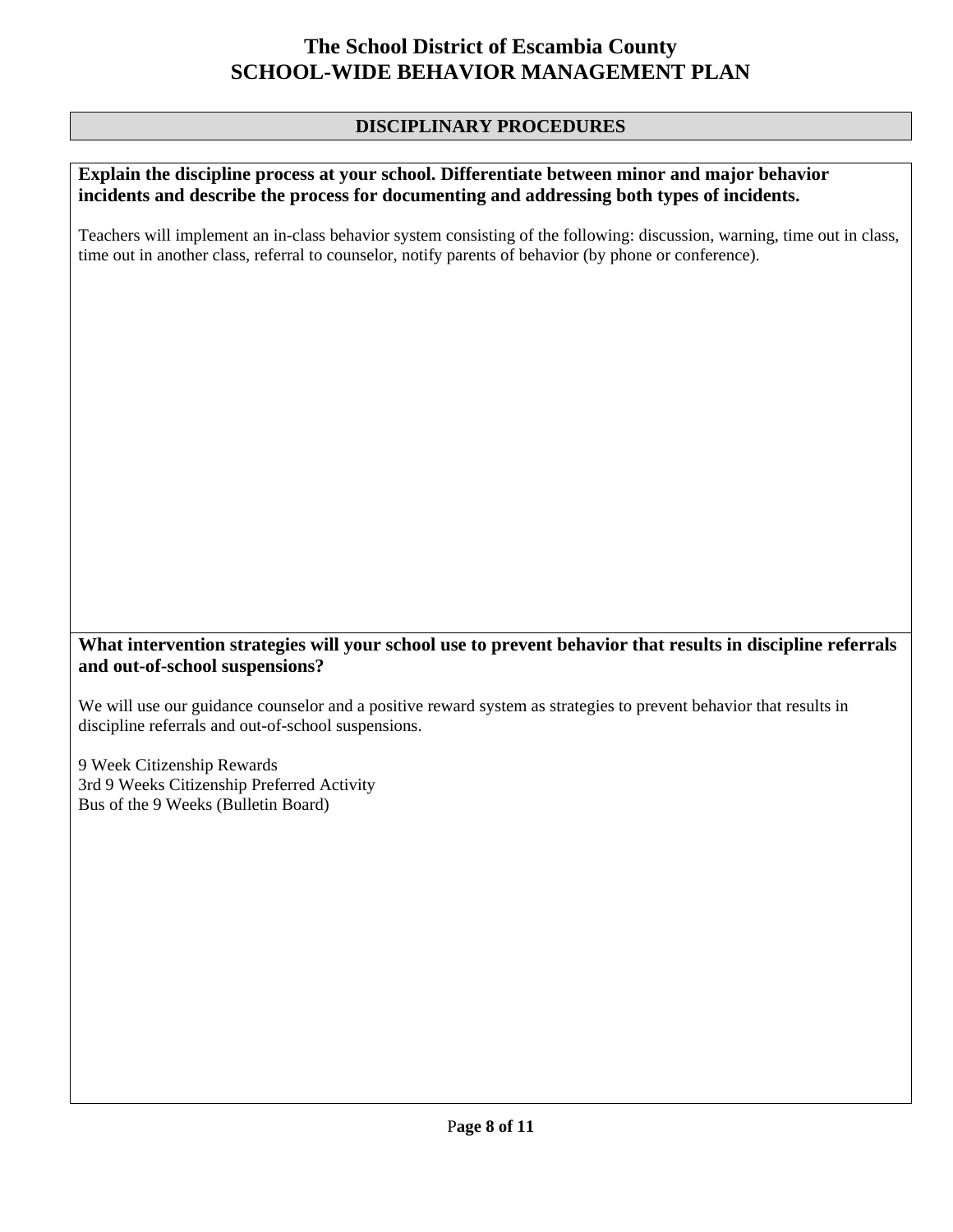# The School District of Escambia County
# SCHOOL-WIDE BEHAVIOR MANAGEMENT PLAN

## DISCIPLINARY PROCEDURES

**Explain the discipline process at your school. Differentiate between minor and major behavior incidents and describe the process for documenting and addressing both types of incidents.**

Teachers will implement an in-class behavior system consisting of the following: discussion, warning, time out in class, time out in another class, referral to counselor, notify parents of behavior (by phone or conference).

**What intervention strategies will your school use to prevent behavior that results in discipline referrals and out-of-school suspensions?**

We will use our guidance counselor and a positive reward system as strategies to prevent behavior that results in discipline referrals and out-of-school suspensions.

9 Week Citizenship Rewards
3rd 9 Weeks Citizenship Preferred Activity
Bus of the 9 Weeks (Bulletin Board)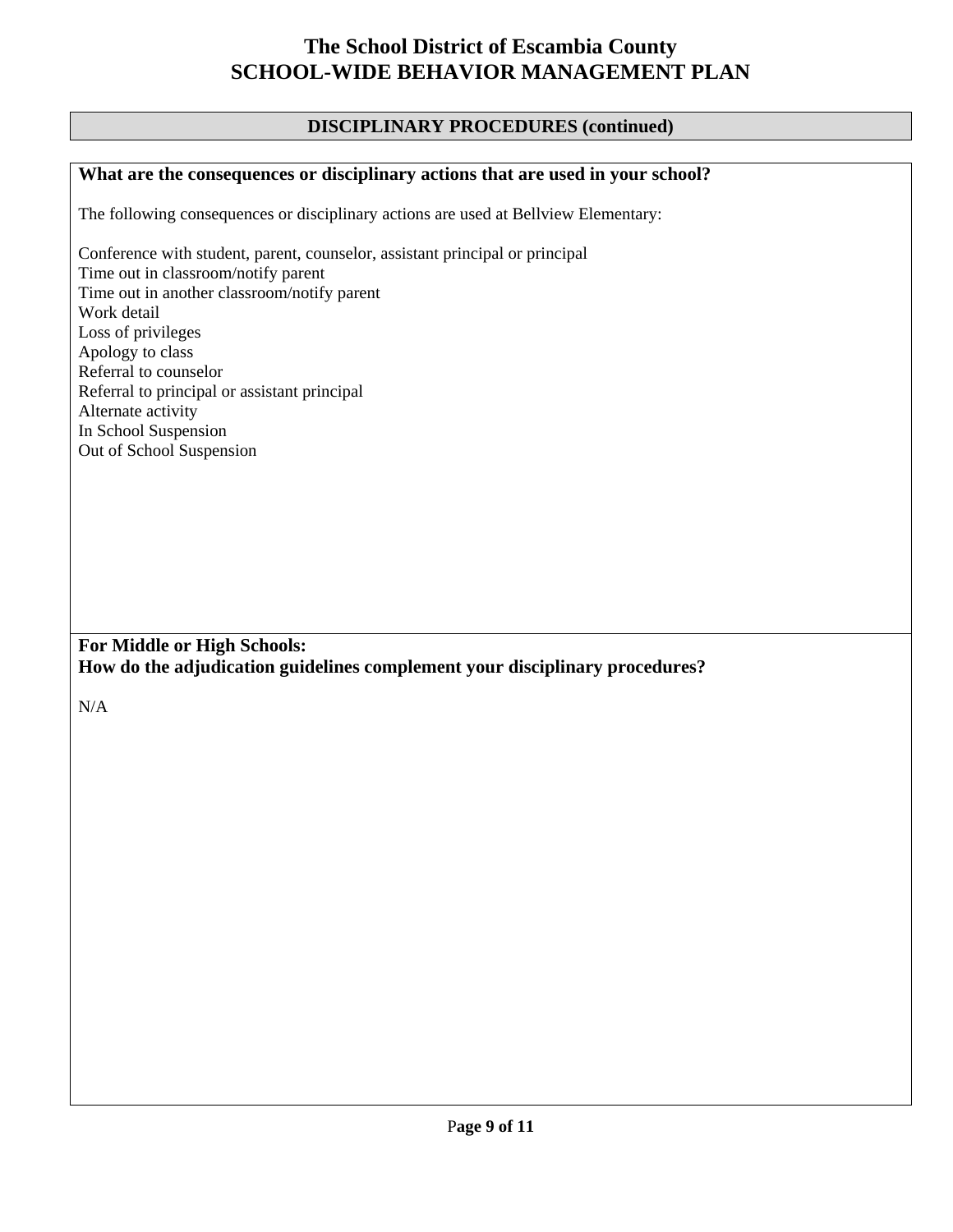# The School District of Escambia County
# SCHOOL-WIDE BEHAVIOR MANAGEMENT PLAN

## DISCIPLINARY PROCEDURES (continued)

**What are the consequences or disciplinary actions that are used in your school?**

The following consequences or disciplinary actions are used at Bellview Elementary:

Conference with student, parent, counselor, assistant principal or principal
Time out in classroom/notify parent
Time out in another classroom/notify parent
Work detail
Loss of privileges
Apology to class
Referral to counselor
Referral to principal or assistant principal
Alternate activity
In School Suspension
Out of School Suspension

**For Middle or High Schools:**
**How do the adjudication guidelines complement your disciplinary procedures?**

N/A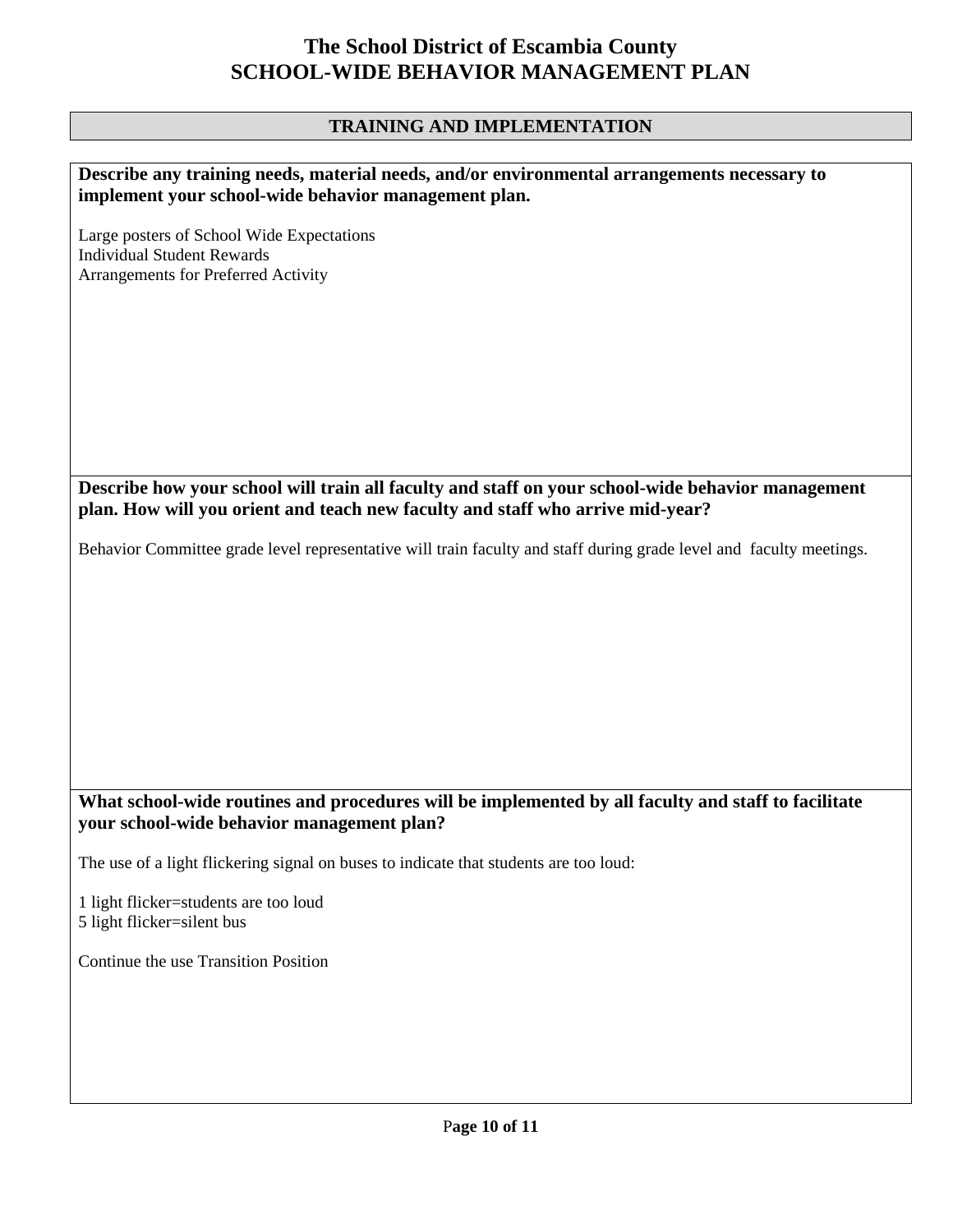# The School District of Escambia County
# SCHOOL-WIDE BEHAVIOR MANAGEMENT PLAN

## TRAINING AND IMPLEMENTATION

**Describe any training needs, material needs, and/or environmental arrangements necessary to implement your school-wide behavior management plan.**

Large posters of School Wide Expectations
Individual Student Rewards
Arrangements for Preferred Activity

**Describe how your school will train all faculty and staff on your school-wide behavior management plan. How will you orient and teach new faculty and staff who arrive mid-year?**

Behavior Committee grade level representative will train faculty and staff during grade level and faculty meetings.

**What school-wide routines and procedures will be implemented by all faculty and staff to facilitate your school-wide behavior management plan?**

The use of a light flickering signal on buses to indicate that students are too loud:

1 light flicker=students are too loud
5 light flicker=silent bus

Continue the use Transition Position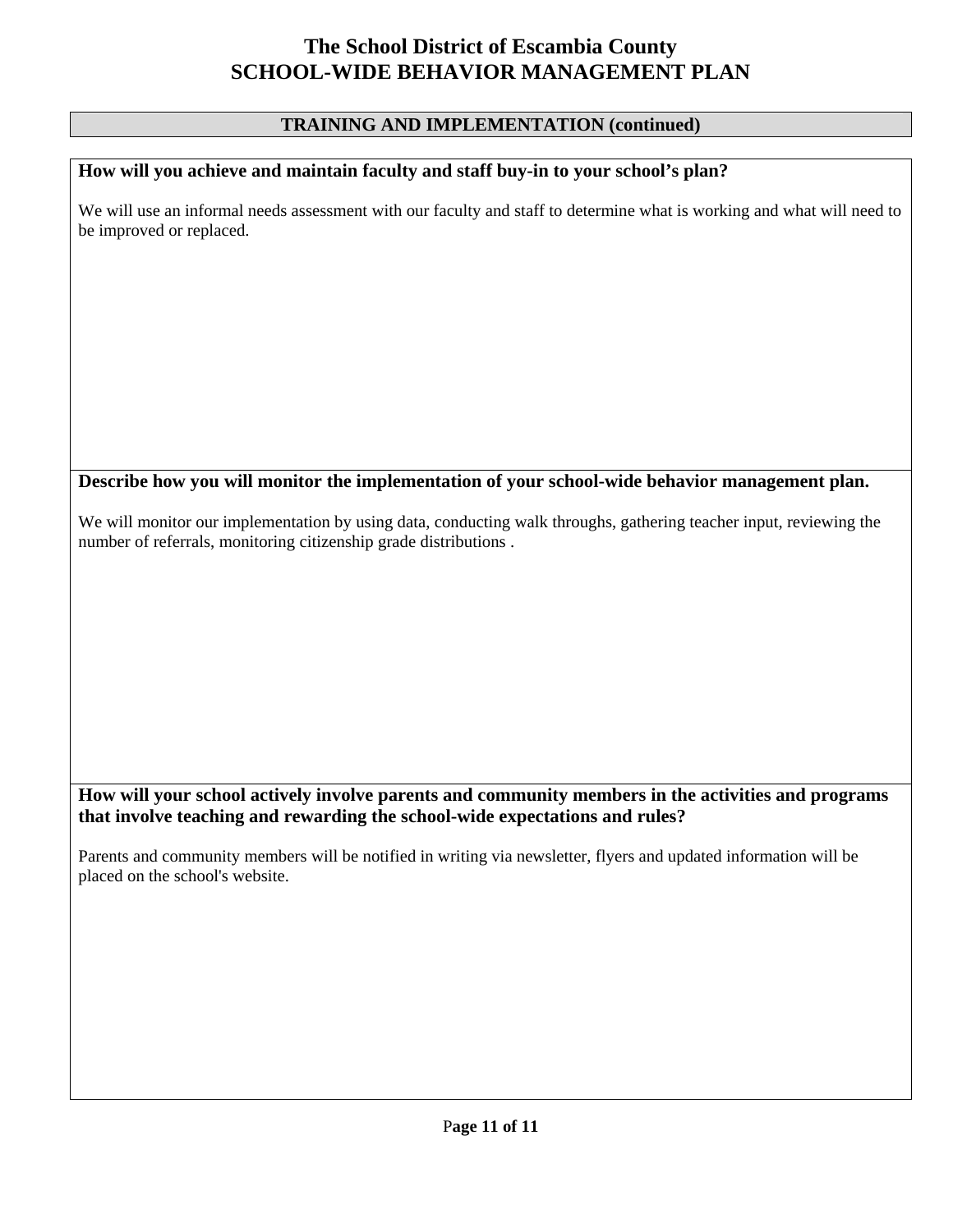# The School District of Escambia County
# SCHOOL-WIDE BEHAVIOR MANAGEMENT PLAN

## TRAINING AND IMPLEMENTATION (continued)

**How will you achieve and maintain faculty and staff buy-in to your school's plan?**

We will use an informal needs assessment with our faculty and staff to determine what is working and what will need to be improved or replaced.

**Describe how you will monitor the implementation of your school-wide behavior management plan.**

We will monitor our implementation by using data, conducting walk throughs, gathering teacher input, reviewing the number of referrals, monitoring citizenship grade distributions .

**How will your school actively involve parents and community members in the activities and programs that involve teaching and rewarding the school-wide expectations and rules?**

Parents and community members will be notified in writing via newsletter, flyers and updated information will be placed on the school's website.